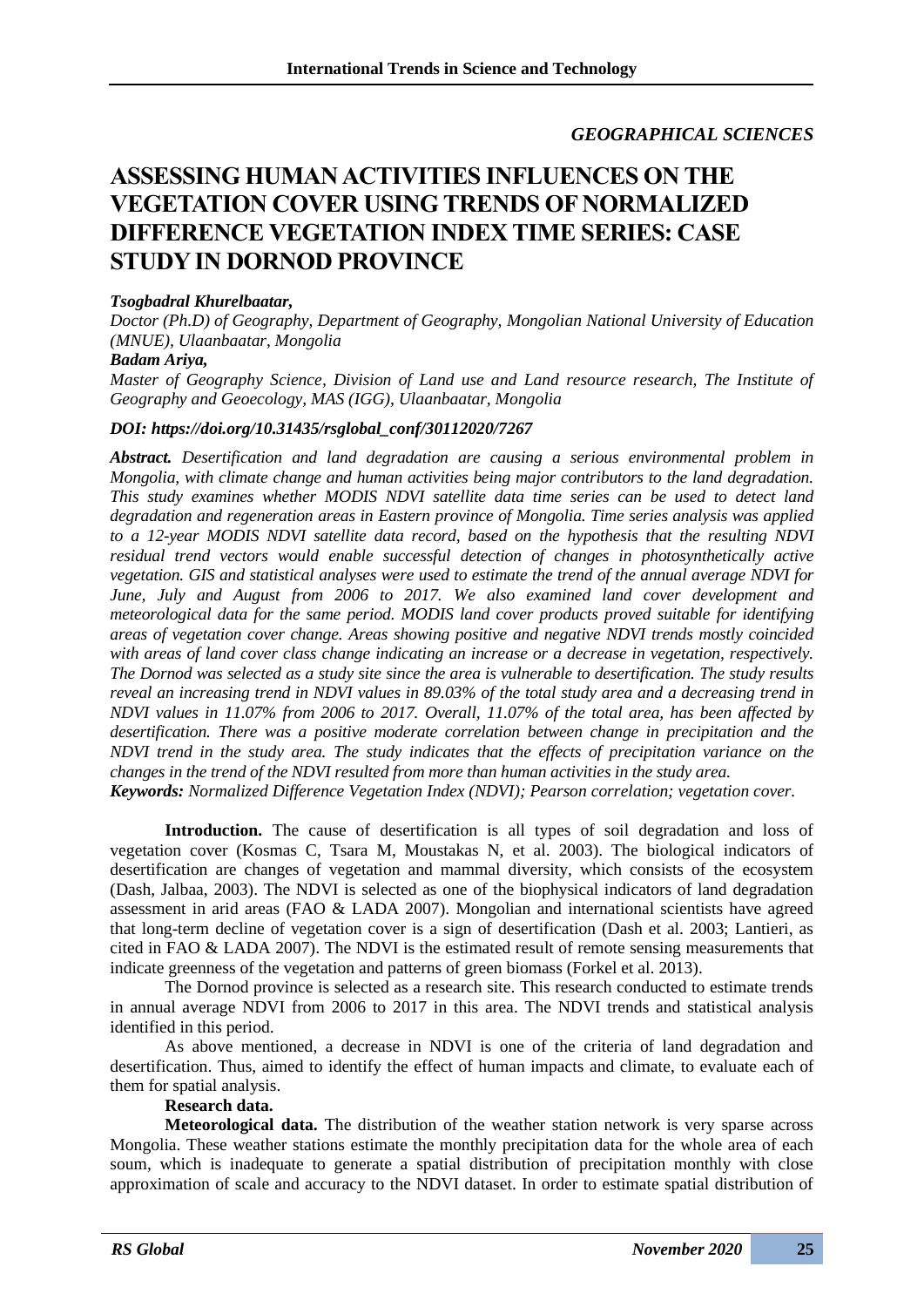*GEOGRAPHICAL SCIENCES*

# ASSESSING HUMAN ACTIVITIES INFLUENCES ON THE VEGETATION COVER USING TRENDS OF NORMALIZED DIFFERENCE VEGETATION INDEX TIME SERIES: CASE STUDY IN DORNOD PROVINCE

***Tsogbadral Khurelbaatar,***
*Doctor (Ph.D) of Geography, Department of Geography, Mongolian National University of Education (MNUE), Ulaanbaatar, Mongolia*
***Badam Ariya,***
*Master of Geography Science, Division of Land use and Land resource research, The Institute of Geography and Geoecology, MAS (IGG), Ulaanbaatar, Mongolia*

***DOI: https://doi.org/10.31435/rsglobal_conf/30112020/7267***

***Abstract.*** *Desertification and land degradation are causing a serious environmental problem in Mongolia, with climate change and human activities being major contributors to the land degradation. This study examines whether MODIS NDVI satellite data time series can be used to detect land degradation and regeneration areas in Eastern province of Mongolia. Time series analysis was applied to a 12-year MODIS NDVI satellite data record, based on the hypothesis that the resulting NDVI residual trend vectors would enable successful detection of changes in photosynthetically active vegetation. GIS and statistical analyses were used to estimate the trend of the annual average NDVI for June, July and August from 2006 to 2017. We also examined land cover development and meteorological data for the same period. MODIS land cover products proved suitable for identifying areas of vegetation cover change. Areas showing positive and negative NDVI trends mostly coincided with areas of land cover class change indicating an increase or a decrease in vegetation, respectively. The Dornod was selected as a study site since the area is vulnerable to desertification. The study results reveal an increasing trend in NDVI values in 89.03% of the total study area and a decreasing trend in NDVI values in 11.07% from 2006 to 2017. Overall, 11.07% of the total area, has been affected by desertification. There was a positive moderate correlation between change in precipitation and the NDVI trend in the study area. The study indicates that the effects of precipitation variance on the changes in the trend of the NDVI resulted from more than human activities in the study area.*
***Keywords:*** *Normalized Difference Vegetation Index (NDVI); Pearson correlation; vegetation cover.*

**Introduction.** The cause of desertification is all types of soil degradation and loss of vegetation cover (Kosmas C, Tsara M, Moustakas N, et al. 2003). The biological indicators of desertification are changes of vegetation and mammal diversity, which consists of the ecosystem (Dash, Jalbaa, 2003). The NDVI is selected as one of the biophysical indicators of land degradation assessment in arid areas (FAO & LADA 2007). Mongolian and international scientists have agreed that long-term decline of vegetation cover is a sign of desertification (Dash et al. 2003; Lantieri, as cited in FAO & LADA 2007). The NDVI is the estimated result of remote sensing measurements that indicate greenness of the vegetation and patterns of green biomass (Forkel et al. 2013).

The Dornod province is selected as a research site. This research conducted to estimate trends in annual average NDVI from 2006 to 2017 in this area. The NDVI trends and statistical analysis identified in this period.

As above mentioned, a decrease in NDVI is one of the criteria of land degradation and desertification. Thus, aimed to identify the effect of human impacts and climate, to evaluate each of them for spatial analysis.

**Research data.**

**Meteorological data.** The distribution of the weather station network is very sparse across Mongolia. These weather stations estimate the monthly precipitation data for the whole area of each soum, which is inadequate to generate a spatial distribution of precipitation monthly with close approximation of scale and accuracy to the NDVI dataset. In order to estimate spatial distribution of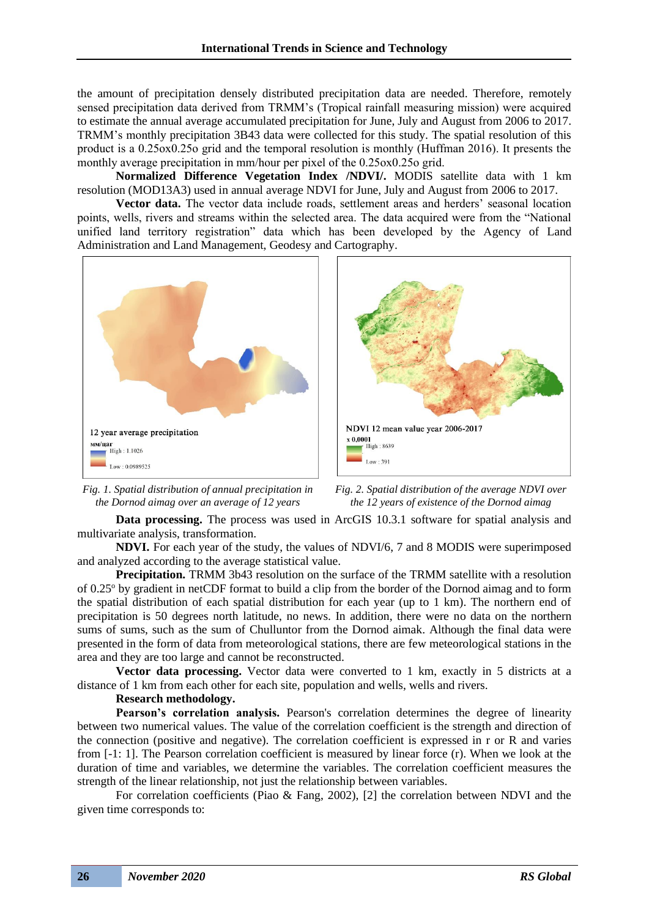the amount of precipitation densely distributed precipitation data are needed. Therefore, remotely sensed precipitation data derived from TRMM's (Tropical rainfall measuring mission) were acquired to estimate the annual average accumulated precipitation for June, July and August from 2006 to 2017. TRMM's monthly precipitation 3B43 data were collected for this study. The spatial resolution of this product is a 0.25ox0.25o grid and the temporal resolution is monthly (Huffman 2016). It presents the monthly average precipitation in mm/hour per pixel of the 0.25ox0.25o grid.

**Normalized Difference Vegetation Index /NDVI/.** MODIS satellite data with 1 km resolution (MOD13A3) used in annual average NDVI for June, July and August from 2006 to 2017.

**Vector data.** The vector data include roads, settlement areas and herders' seasonal location points, wells, rivers and streams within the selected area. The data acquired were from the "National unified land territory registration" data which has been developed by the Agency of Land Administration and Land Management, Geodesy and Cartography.

12 year average precipitation
мм/цаг
High : 1.1026
Low : 0.0989525

*Fig. 1. Spatial distribution of annual precipitation in the Dornod aimag over an average of 12 years*

NDVI 12 mean value year 2006-2017
x 0.0001
High : 8639
Low : 391

*Fig. 2. Spatial distribution of the average NDVI over the 12 years of existence of the Dornod aimag*

**Data processing.** The process was used in ArcGIS 10.3.1 software for spatial analysis and multivariate analysis, transformation.

**NDVI.** For each year of the study, the values of NDVI/6, 7 and 8 MODIS were superimposed and analyzed according to the average statistical value.

**Precipitation.** TRMM 3b43 resolution on the surface of the TRMM satellite with a resolution of 0.25$^{o}$ by gradient in netCDF format to build a clip from the border of the Dornod aimag and to form the spatial distribution of each spatial distribution for each year (up to 1 km). The northern end of precipitation is 50 degrees north latitude, no news. In addition, there were no data on the northern sums of sums, such as the sum of Chulluntor from the Dornod aimak. Although the final data were presented in the form of data from meteorological stations, there are few meteorological stations in the area and they are too large and cannot be reconstructed.

**Vector data processing.** Vector data were converted to 1 km, exactly in 5 districts at a distance of 1 km from each other for each site, population and wells, wells and rivers.

**Research methodology.**

**Pearson's correlation analysis.** Pearson's correlation determines the degree of linearity between two numerical values. The value of the correlation coefficient is the strength and direction of the connection (positive and negative). The correlation coefficient is expressed in r or R and varies from [-1: 1]. The Pearson correlation coefficient is measured by linear force (r). When we look at the duration of time and variables, we determine the variables. The correlation coefficient measures the strength of the linear relationship, not just the relationship between variables.

For correlation coefficients (Piao & Fang, 2002), [2] the correlation between NDVI and the given time corresponds to: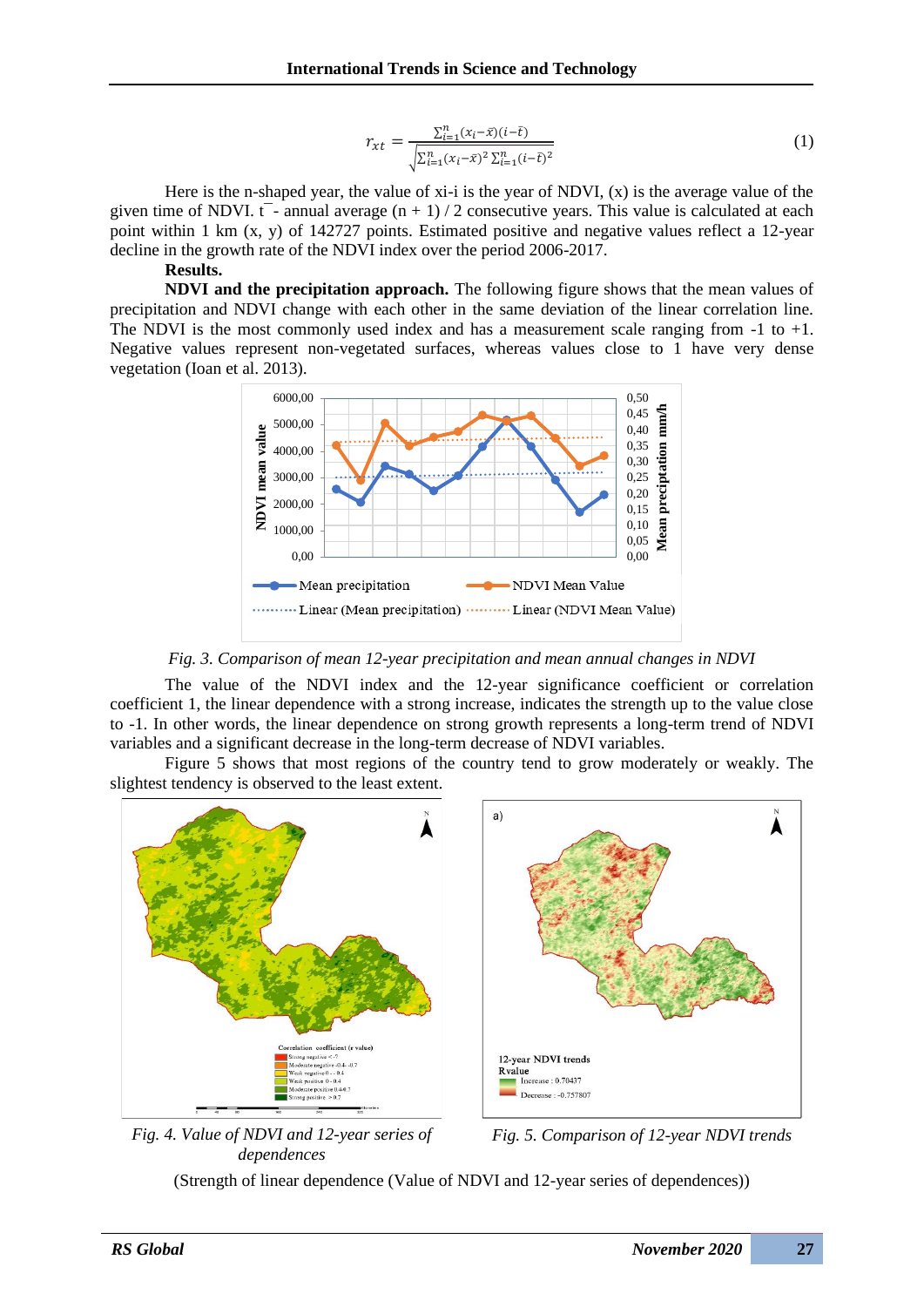$$r_{xt} = \frac{\sum_{i=1}^{n}(x_i - \bar{x})(i - \bar{t})}{\sqrt{\sum_{i=1}^{n}(x_i - \bar{x})^2 \sum_{i=1}^{n}(i - \bar{t})^2}} \quad (1)$$

Here is the n-shaped year, the value of xi-i is the year of NDVI, (x) is the average value of the given time of NDVI. t ̅ - annual average (n + 1) / 2 consecutive years. This value is calculated at each point within 1 km (x, y) of 142727 points. Estimated positive and negative values reflect a 12-year decline in the growth rate of the NDVI index over the period 2006-2017.

**Results.**

**NDVI and the precipitation approach.** The following figure shows that the mean values of precipitation and NDVI change with each other in the same deviation of the linear correlation line. The NDVI is the most commonly used index and has a measurement scale ranging from -1 to +1. Negative values represent non-vegetated surfaces, whereas values close to 1 have very dense vegetation (Ioan et al. 2013).

*Fig. 3. Comparison of mean 12-year precipitation and mean annual changes in NDVI*

The value of the NDVI index and the 12-year significance coefficient or correlation coefficient 1, the linear dependence with a strong increase, indicates the strength up to the value close to -1. In other words, the linear dependence on strong growth represents a long-term trend of NDVI variables and a significant decrease in the long-term decrease of NDVI variables.

Figure 5 shows that most regions of the country tend to grow moderately or weakly. The slightest tendency is observed to the least extent.

*Fig. 4. Value of NDVI and 12-year series of dependences*

*Fig. 5. Comparison of 12-year NDVI trends*

(Strength of linear dependence (Value of NDVI and 12-year series of dependences))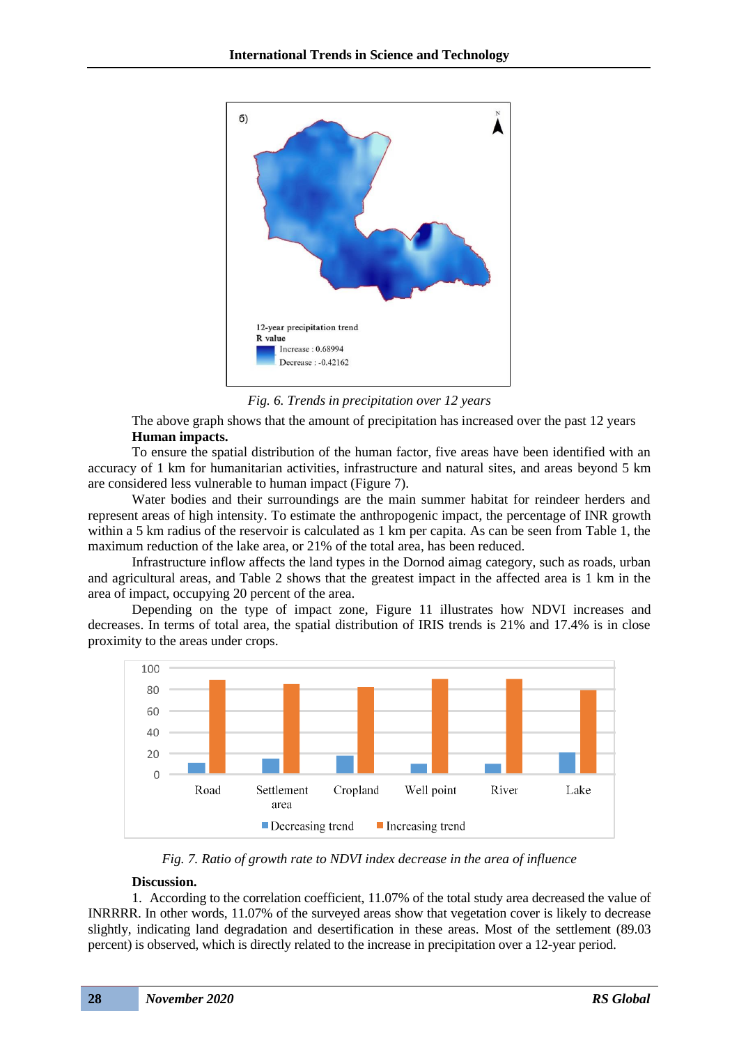*Fig. 6. Trends in precipitation over 12 years*

The above graph shows that the amount of precipitation has increased over the past 12 years

**Human impacts.**

To ensure the spatial distribution of the human factor, five areas have been identified with an accuracy of 1 km for humanitarian activities, infrastructure and natural sites, and areas beyond 5 km are considered less vulnerable to human impact (Figure 7).

Water bodies and their surroundings are the main summer habitat for reindeer herders and represent areas of high intensity. To estimate the anthropogenic impact, the percentage of INR growth within a 5 km radius of the reservoir is calculated as 1 km per capita. As can be seen from Table 1, the maximum reduction of the lake area, or 21% of the total area, has been reduced.

Infrastructure inflow affects the land types in the Dornod aimag category, such as roads, urban and agricultural areas, and Table 2 shows that the greatest impact in the affected area is 1 km in the area of impact, occupying 20 percent of the area.

Depending on the type of impact zone, Figure 11 illustrates how NDVI increases and decreases. In terms of total area, the spatial distribution of IRIS trends is 21% and 17.4% is in close proximity to the areas under crops.

*Fig. 7. Ratio of growth rate to NDVI index decrease in the area of influence*

**Discussion.**

1. According to the correlation coefficient, 11.07% of the total study area decreased the value of INRRRR. In other words, 11.07% of the surveyed areas show that vegetation cover is likely to decrease slightly, indicating land degradation and desertification in these areas. Most of the settlement (89.03 percent) is observed, which is directly related to the increase in precipitation over a 12-year period.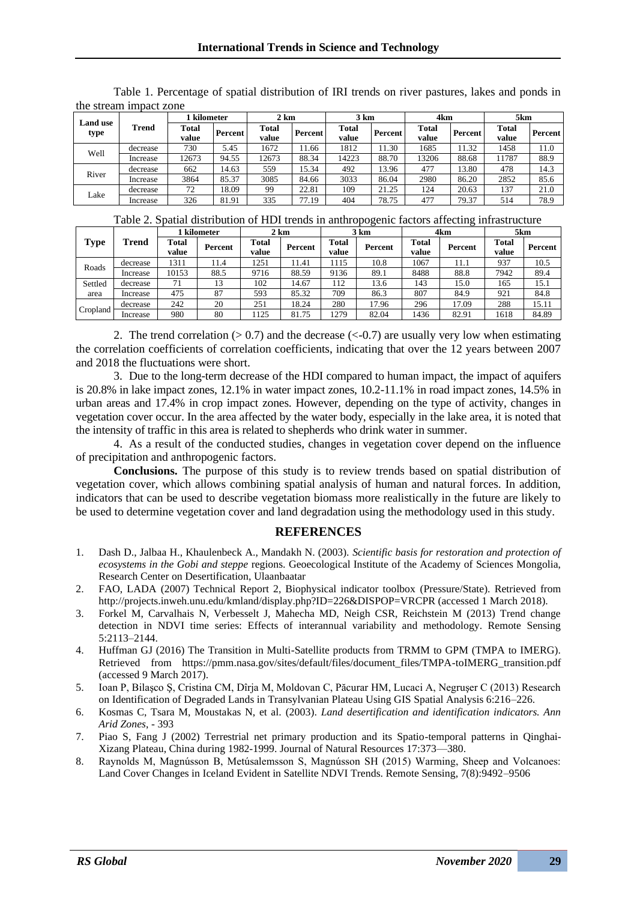Table 1. Percentage of spatial distribution of IRI trends on river pastures, lakes and ponds in the stream impact zone

| Land use type | Trend | 1 kilometer | | 2 km | | 3 km | | 4km | | 5km | |
|---|---|---|---|---|---|---|---|---|---|---|---|
| | | Total value | Percent | Total value | Percent | Total value | Percent | Total value | Percent | Total value | Percent |
| Well | decrease | 730 | 5.45 | 1672 | 11.66 | 1812 | 11.30 | 1685 | 11.32 | 1458 | 11.0 |
| | Increase | 12673 | 94.55 | 12673 | 88.34 | 14223 | 88.70 | 13206 | 88.68 | 11787 | 88.9 |
| River | decrease | 662 | 14.63 | 559 | 15.34 | 492 | 13.96 | 477 | 13.80 | 478 | 14.3 |
| | Increase | 3864 | 85.37 | 3085 | 84.66 | 3033 | 86.04 | 2980 | 86.20 | 2852 | 85.6 |
| Lake | decrease | 72 | 18.09 | 99 | 22.81 | 109 | 21.25 | 124 | 20.63 | 137 | 21.0 |
| | Increase | 326 | 81.91 | 335 | 77.19 | 404 | 78.75 | 477 | 79.37 | 514 | 78.9 |

Table 2. Spatial distribution of HDI trends in anthropogenic factors affecting infrastructure

| Type | Trend | 1 kilometer | | 2 km | | 3 km | | 4km | | 5km | |
|---|---|---|---|---|---|---|---|---|---|---|---|
| | | Total value | Percent | Total value | Percent | Total value | Percent | Total value | Percent | Total value | Percent |
| Roads | decrease | 1311 | 11.4 | 1251 | 11.41 | 1115 | 10.8 | 1067 | 11.1 | 937 | 10.5 |
| | Increase | 10153 | 88.5 | 9716 | 88.59 | 9136 | 89.1 | 8488 | 88.8 | 7942 | 89.4 |
| Settled area | decrease | 71 | 13 | 102 | 14.67 | 112 | 13.6 | 143 | 15.0 | 165 | 15.1 |
| | Increase | 475 | 87 | 593 | 85.32 | 709 | 86.3 | 807 | 84.9 | 921 | 84.8 |
| Cropland | decrease | 242 | 20 | 251 | 18.24 | 280 | 17.96 | 296 | 17.09 | 288 | 15.11 |
| | Increase | 980 | 80 | 1125 | 81.75 | 1279 | 82.04 | 1436 | 82.91 | 1618 | 84.89 |

2. The trend correlation (> 0.7) and the decrease (<-0.7) are usually very low when estimating the correlation coefficients of correlation coefficients, indicating that over the 12 years between 2007 and 2018 the fluctuations were short.

3. Due to the long-term decrease of the HDI compared to human impact, the impact of aquifers is 20.8% in lake impact zones, 12.1% in water impact zones, 10.2-11.1% in road impact zones, 14.5% in urban areas and 17.4% in crop impact zones. However, depending on the type of activity, changes in vegetation cover occur. In the area affected by the water body, especially in the lake area, it is noted that the intensity of traffic in this area is related to shepherds who drink water in summer.

4. As a result of the conducted studies, changes in vegetation cover depend on the influence of precipitation and anthropogenic factors.

**Conclusions.** The purpose of this study is to review trends based on spatial distribution of vegetation cover, which allows combining spatial analysis of human and natural forces. In addition, indicators that can be used to describe vegetation biomass more realistically in the future are likely to be used to determine vegetation cover and land degradation using the methodology used in this study.

## REFERENCES

1. Dash D., Jalbaa H., Khaulenbeck A., Mandakh N. (2003). *Scientific basis for restoration and protection of ecosystems in the Gobi and steppe* regions. Geoecological Institute of the Academy of Sciences Mongolia, Research Center on Desertification, Ulaanbaatar
2. FAO, LADA (2007) Technical Report 2, Biophysical indicator toolbox (Pressure/State). Retrieved from http://projects.inweh.unu.edu/kmland/display.php?ID=226&DISPOP=VRCPR (accessed 1 March 2018).
3. Forkel M, Carvalhais N, Verbesselt J, Mahecha MD, Neigh CSR, Reichstein M (2013) Trend change detection in NDVI time series: Effects of interannual variability and methodology. Remote Sensing 5:2113–2144.
4. Huffman GJ (2016) The Transition in Multi-Satellite products from TRMM to GPM (TMPA to IMERG). Retrieved from https://pmm.nasa.gov/sites/default/files/document_files/TMPA-toIMERG_transition.pdf (accessed 9 March 2017).
5. Ioan P, Bilaşco Ş, Cristina CM, Dîrja M, Moldovan C, Păcurar HM, Lucaci A, Negruşer C (2013) Research on Identification of Degraded Lands in Transylvanian Plateau Using GIS Spatial Analysis 6:216–226.
6. Kosmas C, Tsara M, Moustakas N, et al. (2003). *Land desertification and identification indicators. Ann Arid Zones*, - 393
7. Piao S, Fang J (2002) Terrestrial net primary production and its Spatio-temporal patterns in Qinghai-Xizang Plateau, China during 1982-1999. Journal of Natural Resources 17:373—380.
8. Raynolds M, Magnússon B, Metúsalemsson S, Magnússon SH (2015) Warming, Sheep and Volcanoes: Land Cover Changes in Iceland Evident in Satellite NDVI Trends. Remote Sensing, 7(8):9492–9506